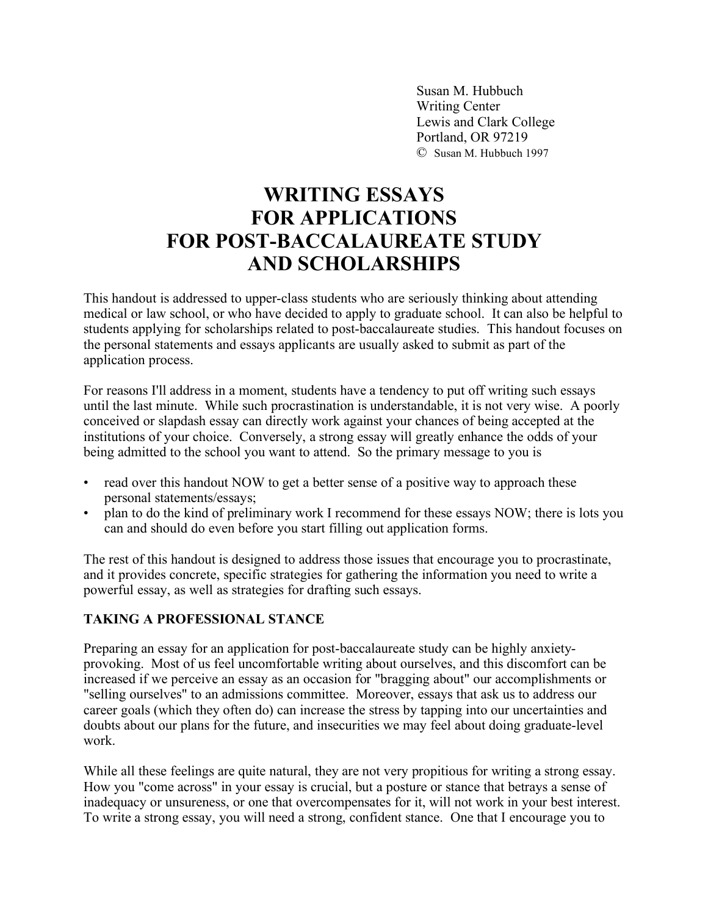Susan M. Hubbuch  
Writing Center  
Lewis and Clark College  
Portland, OR 97219  
© Susan M. Hubbuch 1997

# WRITING ESSAYS FOR APPLICATIONS FOR POST-BACCALAUREATE STUDY AND SCHOLARSHIPS

This handout is addressed to upper-class students who are seriously thinking about attending medical or law school, or who have decided to apply to graduate school. It can also be helpful to students applying for scholarships related to post-baccalaureate studies. This handout focuses on the personal statements and essays applicants are usually asked to submit as part of the application process.

For reasons I'll address in a moment, students have a tendency to put off writing such essays until the last minute. While such procrastination is understandable, it is not very wise. A poorly conceived or slapdash essay can directly work against your chances of being accepted at the institutions of your choice. Conversely, a strong essay will greatly enhance the odds of your being admitted to the school you want to attend. So the primary message to you is

- read over this handout NOW to get a better sense of a positive way to approach these personal statements/essays;
- plan to do the kind of preliminary work I recommend for these essays NOW; there is lots you can and should do even before you start filling out application forms.

The rest of this handout is designed to address those issues that encourage you to procrastinate, and it provides concrete, specific strategies for gathering the information you need to write a powerful essay, as well as strategies for drafting such essays.

## TAKING A PROFESSIONAL STANCE

Preparing an essay for an application for post-baccalaureate study can be highly anxiety-provoking. Most of us feel uncomfortable writing about ourselves, and this discomfort can be increased if we perceive an essay as an occasion for "bragging about" our accomplishments or "selling ourselves" to an admissions committee. Moreover, essays that ask us to address our career goals (which they often do) can increase the stress by tapping into our uncertainties and doubts about our plans for the future, and insecurities we may feel about doing graduate-level work.

While all these feelings are quite natural, they are not very propitious for writing a strong essay. How you "come across" in your essay is crucial, but a posture or stance that betrays a sense of inadequacy or unsureness, or one that overcompensates for it, will not work in your best interest. To write a strong essay, you will need a strong, confident stance. One that I encourage you to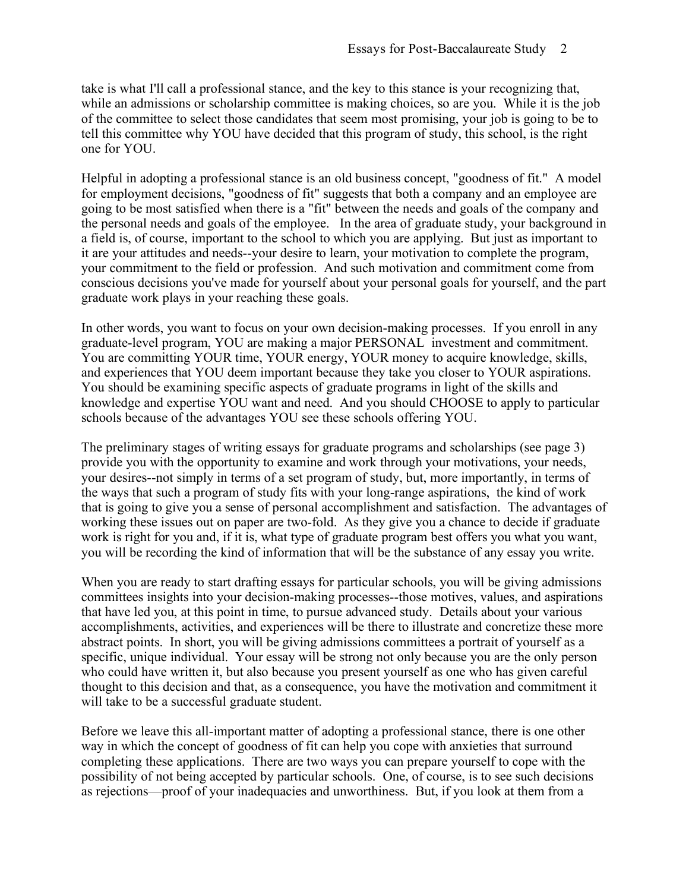take is what I'll call a professional stance, and the key to this stance is your recognizing that, while an admissions or scholarship committee is making choices, so are you. While it is the job of the committee to select those candidates that seem most promising, your job is going to be to tell this committee why YOU have decided that this program of study, this school, is the right one for YOU.

Helpful in adopting a professional stance is an old business concept, "goodness of fit." A model for employment decisions, "goodness of fit" suggests that both a company and an employee are going to be most satisfied when there is a "fit" between the needs and goals of the company and the personal needs and goals of the employee. In the area of graduate study, your background in a field is, of course, important to the school to which you are applying. But just as important to it are your attitudes and needs--your desire to learn, your motivation to complete the program, your commitment to the field or profession. And such motivation and commitment come from conscious decisions you've made for yourself about your personal goals for yourself, and the part graduate work plays in your reaching these goals.

In other words, you want to focus on your own decision-making processes. If you enroll in any graduate-level program, YOU are making a major PERSONAL investment and commitment. You are committing YOUR time, YOUR energy, YOUR money to acquire knowledge, skills, and experiences that YOU deem important because they take you closer to YOUR aspirations. You should be examining specific aspects of graduate programs in light of the skills and knowledge and expertise YOU want and need. And you should CHOOSE to apply to particular schools because of the advantages YOU see these schools offering YOU.

The preliminary stages of writing essays for graduate programs and scholarships (see page 3) provide you with the opportunity to examine and work through your motivations, your needs, your desires--not simply in terms of a set program of study, but, more importantly, in terms of the ways that such a program of study fits with your long-range aspirations, the kind of work that is going to give you a sense of personal accomplishment and satisfaction. The advantages of working these issues out on paper are two-fold. As they give you a chance to decide if graduate work is right for you and, if it is, what type of graduate program best offers you what you want, you will be recording the kind of information that will be the substance of any essay you write.

When you are ready to start drafting essays for particular schools, you will be giving admissions committees insights into your decision-making processes--those motives, values, and aspirations that have led you, at this point in time, to pursue advanced study. Details about your various accomplishments, activities, and experiences will be there to illustrate and concretize these more abstract points. In short, you will be giving admissions committees a portrait of yourself as a specific, unique individual. Your essay will be strong not only because you are the only person who could have written it, but also because you present yourself as one who has given careful thought to this decision and that, as a consequence, you have the motivation and commitment it will take to be a successful graduate student.

Before we leave this all-important matter of adopting a professional stance, there is one other way in which the concept of goodness of fit can help you cope with anxieties that surround completing these applications. There are two ways you can prepare yourself to cope with the possibility of not being accepted by particular schools. One, of course, is to see such decisions as rejections—proof of your inadequacies and unworthiness. But, if you look at them from a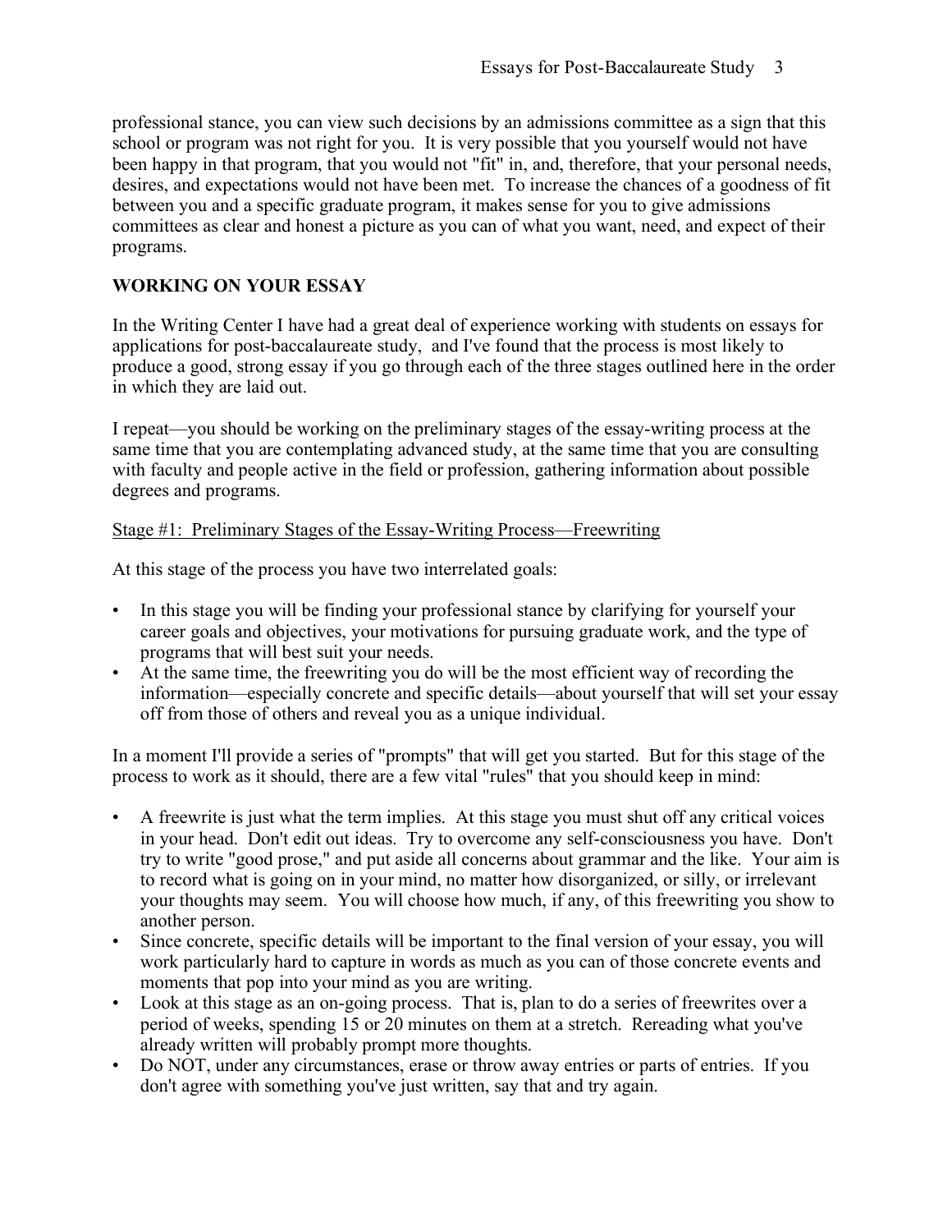professional stance, you can view such decisions by an admissions committee as a sign that this school or program was not right for you. It is very possible that you yourself would not have been happy in that program, that you would not "fit" in, and, therefore, that your personal needs, desires, and expectations would not have been met. To increase the chances of a goodness of fit between you and a specific graduate program, it makes sense for you to give admissions committees as clear and honest a picture as you can of what you want, need, and expect of their programs.

## WORKING ON YOUR ESSAY

In the Writing Center I have had a great deal of experience working with students on essays for applications for post-baccalaureate study, and I've found that the process is most likely to produce a good, strong essay if you go through each of the three stages outlined here in the order in which they are laid out.

I repeat—you should be working on the preliminary stages of the essay-writing process at the same time that you are contemplating advanced study, at the same time that you are consulting with faculty and people active in the field or profession, gathering information about possible degrees and programs.

<u>Stage #1: Preliminary Stages of the Essay-Writing Process—Freewriting</u>

At this stage of the process you have two interrelated goals:

- In this stage you will be finding your professional stance by clarifying for yourself your career goals and objectives, your motivations for pursuing graduate work, and the type of programs that will best suit your needs.
- At the same time, the freewriting you do will be the most efficient way of recording the information—especially concrete and specific details—about yourself that will set your essay off from those of others and reveal you as a unique individual.

In a moment I'll provide a series of "prompts" that will get you started. But for this stage of the process to work as it should, there are a few vital "rules" that you should keep in mind:

- A freewrite is just what the term implies. At this stage you must shut off any critical voices in your head. Don't edit out ideas. Try to overcome any self-consciousness you have. Don't try to write "good prose," and put aside all concerns about grammar and the like. Your aim is to record what is going on in your mind, no matter how disorganized, or silly, or irrelevant your thoughts may seem. You will choose how much, if any, of this freewriting you show to another person.
- Since concrete, specific details will be important to the final version of your essay, you will work particularly hard to capture in words as much as you can of those concrete events and moments that pop into your mind as you are writing.
- Look at this stage as an on-going process. That is, plan to do a series of freewrites over a period of weeks, spending 15 or 20 minutes on them at a stretch. Rereading what you've already written will probably prompt more thoughts.
- Do NOT, under any circumstances, erase or throw away entries or parts of entries. If you don't agree with something you've just written, say that and try again.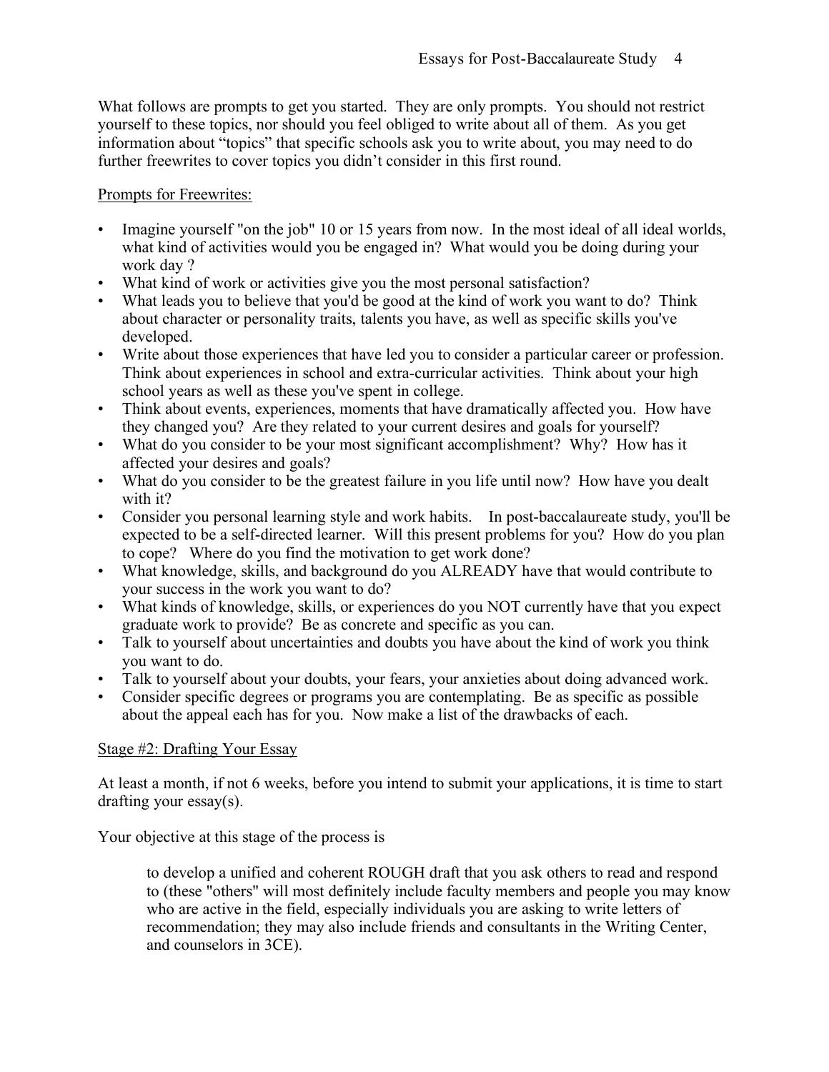What follows are prompts to get you started. They are only prompts. You should not restrict yourself to these topics, nor should you feel obliged to write about all of them. As you get information about "topics" that specific schools ask you to write about, you may need to do further freewrites to cover topics you didn't consider in this first round.

Prompts for Freewrites:

- Imagine yourself "on the job" 10 or 15 years from now. In the most ideal of all ideal worlds, what kind of activities would you be engaged in? What would you be doing during your work day ?
- What kind of work or activities give you the most personal satisfaction?
- What leads you to believe that you'd be good at the kind of work you want to do? Think about character or personality traits, talents you have, as well as specific skills you've developed.
- Write about those experiences that have led you to consider a particular career or profession. Think about experiences in school and extra-curricular activities. Think about your high school years as well as these you've spent in college.
- Think about events, experiences, moments that have dramatically affected you. How have they changed you? Are they related to your current desires and goals for yourself?
- What do you consider to be your most significant accomplishment? Why? How has it affected your desires and goals?
- What do you consider to be the greatest failure in you life until now? How have you dealt with it?
- Consider you personal learning style and work habits. In post-baccalaureate study, you'll be expected to be a self-directed learner. Will this present problems for you? How do you plan to cope? Where do you find the motivation to get work done?
- What knowledge, skills, and background do you ALREADY have that would contribute to your success in the work you want to do?
- What kinds of knowledge, skills, or experiences do you NOT currently have that you expect graduate work to provide? Be as concrete and specific as you can.
- Talk to yourself about uncertainties and doubts you have about the kind of work you think you want to do.
- Talk to yourself about your doubts, your fears, your anxieties about doing advanced work.
- Consider specific degrees or programs you are contemplating. Be as specific as possible about the appeal each has for you. Now make a list of the drawbacks of each.

Stage #2: Drafting Your Essay

At least a month, if not 6 weeks, before you intend to submit your applications, it is time to start drafting your essay(s).

Your objective at this stage of the process is

> to develop a unified and coherent ROUGH draft that you ask others to read and respond to (these "others" will most definitely include faculty members and people you may know who are active in the field, especially individuals you are asking to write letters of recommendation; they may also include friends and consultants in the Writing Center, and counselors in 3CE).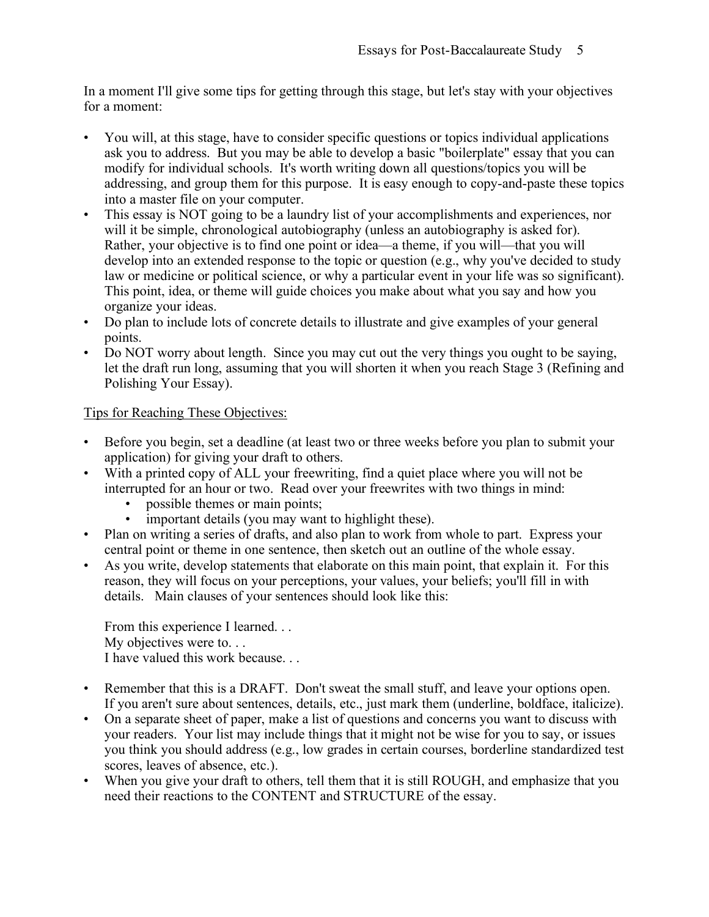In a moment I'll give some tips for getting through this stage, but let's stay with your objectives for a moment:

- You will, at this stage, have to consider specific questions or topics individual applications ask you to address. But you may be able to develop a basic "boilerplate" essay that you can modify for individual schools. It's worth writing down all questions/topics you will be addressing, and group them for this purpose. It is easy enough to copy-and-paste these topics into a master file on your computer.
- This essay is NOT going to be a laundry list of your accomplishments and experiences, nor will it be simple, chronological autobiography (unless an autobiography is asked for). Rather, your objective is to find one point or idea—a theme, if you will—that you will develop into an extended response to the topic or question (e.g., why you've decided to study law or medicine or political science, or why a particular event in your life was so significant). This point, idea, or theme will guide choices you make about what you say and how you organize your ideas.
- Do plan to include lots of concrete details to illustrate and give examples of your general points.
- Do NOT worry about length. Since you may cut out the very things you ought to be saying, let the draft run long, assuming that you will shorten it when you reach Stage 3 (Refining and Polishing Your Essay).

<u>Tips for Reaching These Objectives:</u>

- Before you begin, set a deadline (at least two or three weeks before you plan to submit your application) for giving your draft to others.
- With a printed copy of ALL your freewriting, find a quiet place where you will not be interrupted for an hour or two. Read over your freewrites with two things in mind:
    - possible themes or main points;
    - important details (you may want to highlight these).
- Plan on writing a series of drafts, and also plan to work from whole to part. Express your central point or theme in one sentence, then sketch out an outline of the whole essay.
- As you write, develop statements that elaborate on this main point, that explain it. For this reason, they will focus on your perceptions, your values, your beliefs; you'll fill in with details. Main clauses of your sentences should look like this:

    From this experience I learned. . .
    My objectives were to. . .
    I have valued this work because. . .

- Remember that this is a DRAFT. Don't sweat the small stuff, and leave your options open. If you aren't sure about sentences, details, etc., just mark them (underline, boldface, italicize).
- On a separate sheet of paper, make a list of questions and concerns you want to discuss with your readers. Your list may include things that it might not be wise for you to say, or issues you think you should address (e.g., low grades in certain courses, borderline standardized test scores, leaves of absence, etc.).
- When you give your draft to others, tell them that it is still ROUGH, and emphasize that you need their reactions to the CONTENT and STRUCTURE of the essay.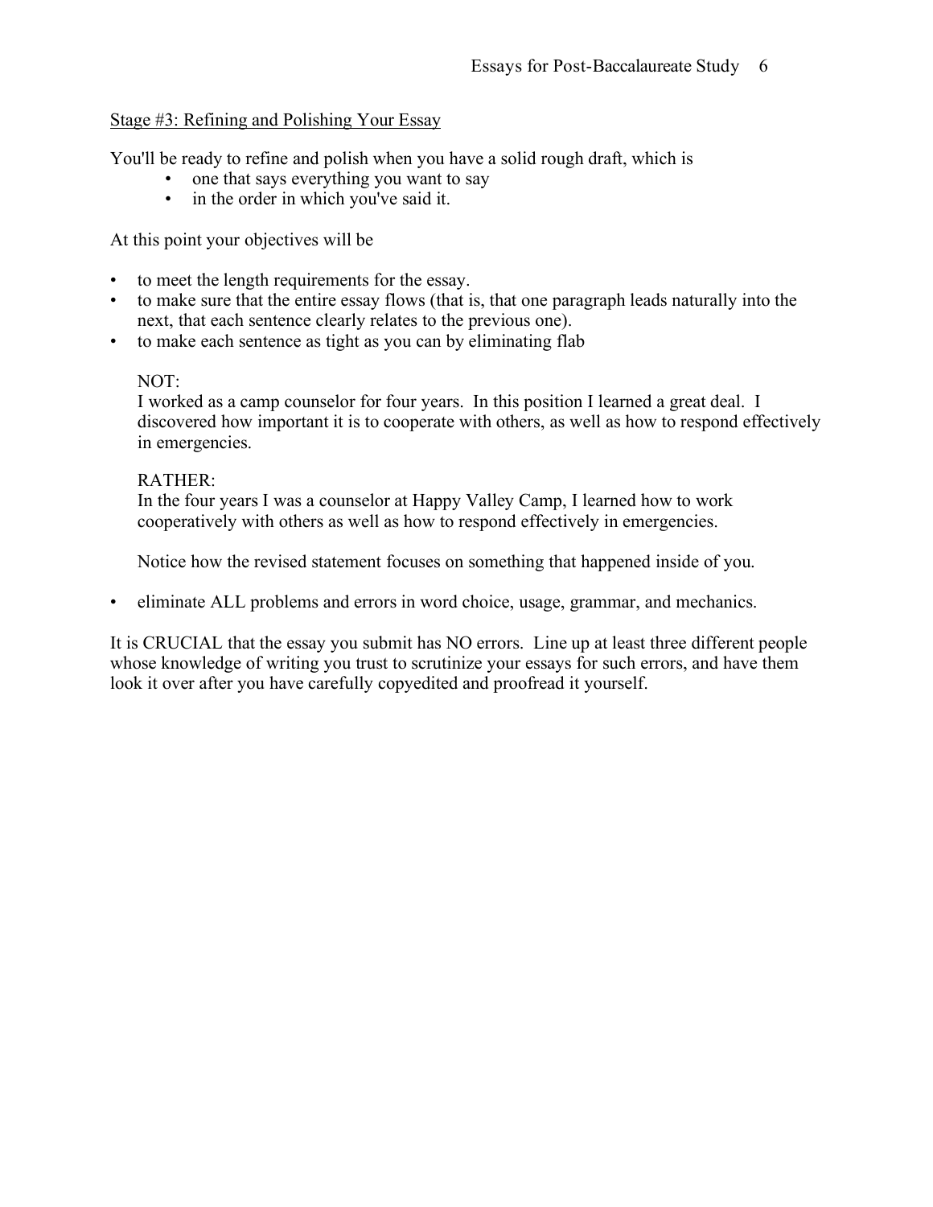## Stage #3: Refining and Polishing Your Essay

You'll be ready to refine and polish when you have a solid rough draft, which is

- one that says everything you want to say
- in the order in which you've said it.

At this point your objectives will be

- to meet the length requirements for the essay.
- to make sure that the entire essay flows (that is, that one paragraph leads naturally into the next, that each sentence clearly relates to the previous one).
- to make each sentence as tight as you can by eliminating flab

  NOT:
  I worked as a camp counselor for four years. In this position I learned a great deal. I discovered how important it is to cooperate with others, as well as how to respond effectively in emergencies.

  RATHER:
  In the four years I was a counselor at Happy Valley Camp, I learned how to work cooperatively with others as well as how to respond effectively in emergencies.

  Notice how the revised statement focuses on something that happened inside of you.

- eliminate ALL problems and errors in word choice, usage, grammar, and mechanics.

It is CRUCIAL that the essay you submit has NO errors. Line up at least three different people whose knowledge of writing you trust to scrutinize your essays for such errors, and have them look it over after you have carefully copyedited and proofread it yourself.